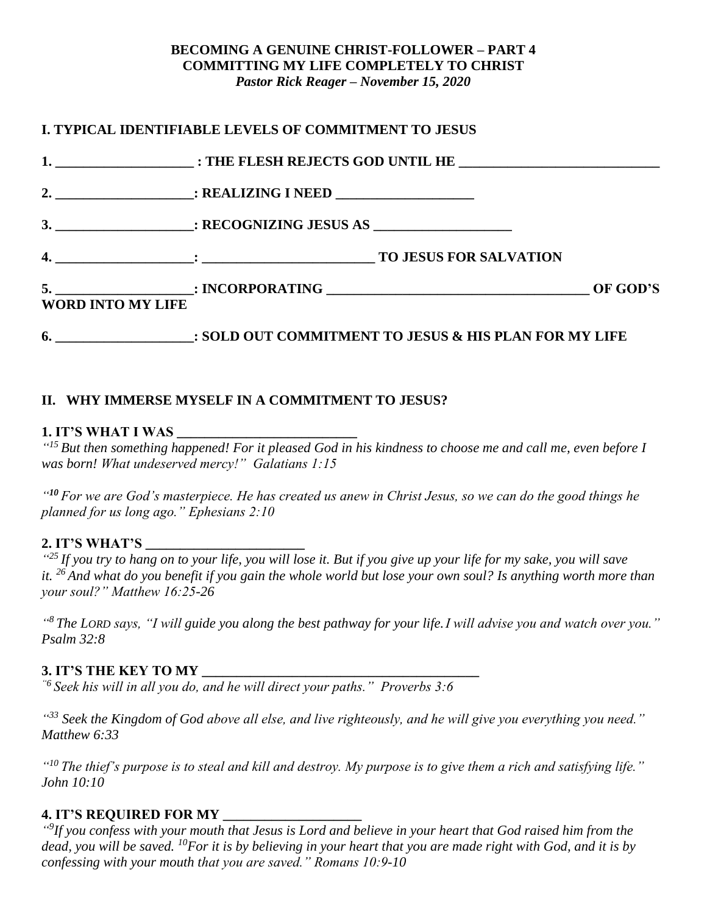**BECOMING A GENUINE CHRIST-FOLLOWER – PART 4**
**COMMITTING MY LIFE COMPLETELY TO CHRIST**
***Pastor Rick Reager – November 15, 2020***

## I. TYPICAL IDENTIFIABLE LEVELS OF COMMITMENT TO JESUS

**1. ____________________ : THE FLESH REJECTS GOD UNTIL HE ______________________________**

**2. ____________________: REALIZING I NEED ____________________**

**3. ____________________: RECOGNIZING JESUS AS ____________________**

**4. ____________________: _________________________ TO JESUS FOR SALVATION**

**5. ____________________: INCORPORATING ______________________________________ OF GOD'S WORD INTO MY LIFE**

**6. ____________________: SOLD OUT COMMITMENT TO JESUS & HIS PLAN FOR MY LIFE**

## II. WHY IMMERSE MYSELF IN A COMMITMENT TO JESUS?

**1. IT'S WHAT I WAS ___________________________**

*"[15] But then something happened! For it pleased God in his kindness to choose me and call me, even before I was born! What undeserved mercy!" Galatians 1:15*

*"[10] For we are God's masterpiece. He has created us anew in Christ Jesus, so we can do the good things he planned for us long ago." Ephesians 2:10*

**2. IT'S WHAT'S ________________________**

*"[25] If you try to hang on to your life, you will lose it. But if you give up your life for my sake, you will save it. [26] And what do you benefit if you gain the whole world but lose your own soul? Is anything worth more than your soul?" Matthew 16:25-26*

*"[8] The LORD says, "I will guide you along the best pathway for your life. I will advise you and watch over you." Psalm 32:8*

**3. IT'S THE KEY TO MY __________________________________________**

*"[6] Seek his will in all you do, and he will direct your paths." Proverbs 3:6*

*"[33] Seek the Kingdom of God above all else, and live righteously, and he will give you everything you need." Matthew 6:33*

*"[10] The thief's purpose is to steal and kill and destroy. My purpose is to give them a rich and satisfying life." John 10:10*

**4. IT'S REQUIRED FOR MY ____________________**

*"[9]If you confess with your mouth that Jesus is Lord and believe in your heart that God raised him from the dead, you will be saved. [10]For it is by believing in your heart that you are made right with God, and it is by confessing with your mouth that you are saved." Romans 10:9-10*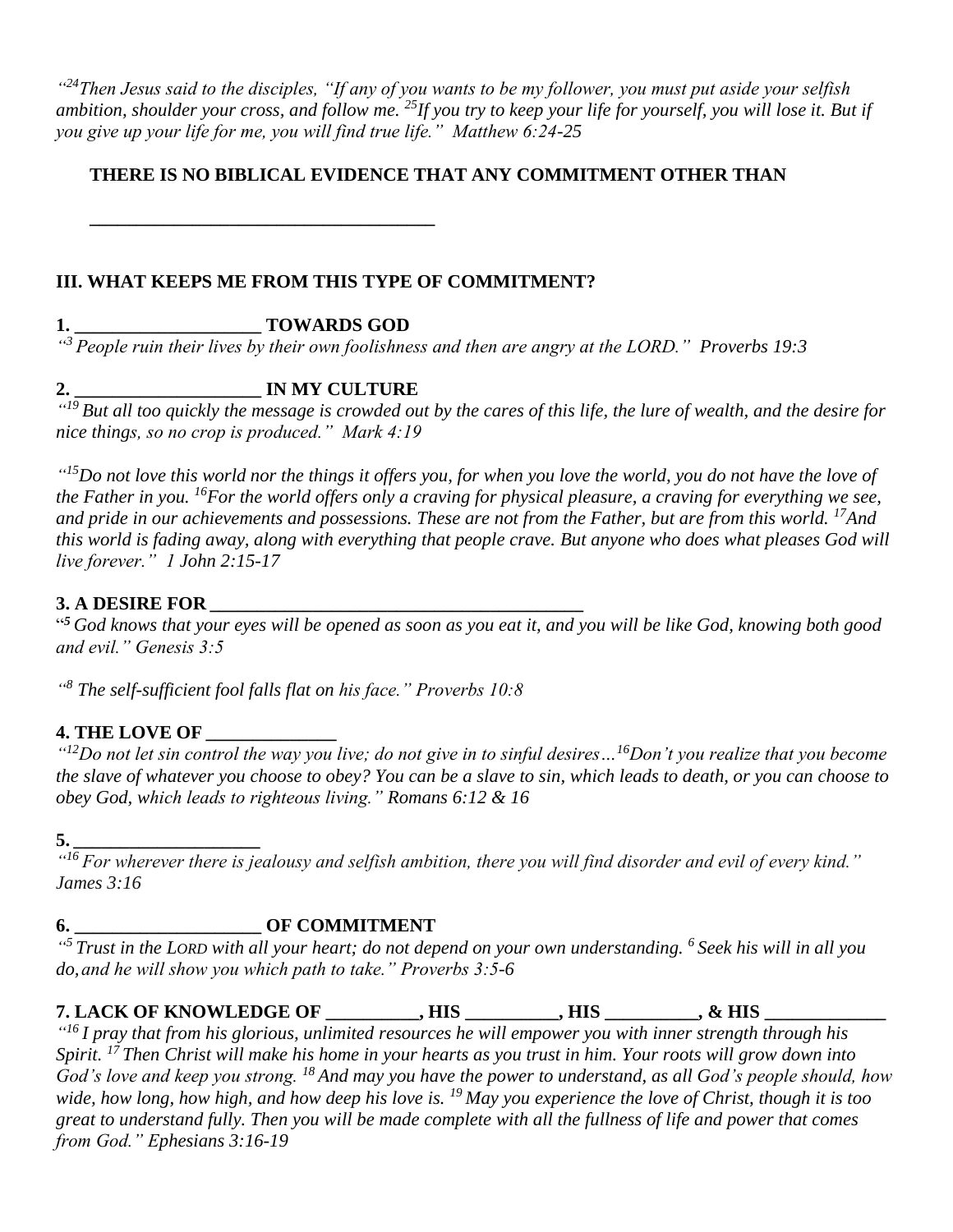*"[24]Then Jesus said to the disciples, "If any of you wants to be my follower, you must put aside your selfish ambition, shoulder your cross, and follow me. [25]If you try to keep your life for yourself, you will lose it. But if you give up your life for me, you will find true life." Matthew 6:24-25*

**THERE IS NO BIBLICAL EVIDENCE THAT ANY COMMITMENT OTHER THAN**

**_____________________________________**

**III. WHAT KEEPS ME FROM THIS TYPE OF COMMITMENT?**

**1. ____________________ TOWARDS GOD**

*"[3] People ruin their lives by their own foolishness and then are angry at the LORD." Proverbs 19:3*

**2. ____________________ IN MY CULTURE**

*"[19] But all too quickly the message is crowded out by the cares of this life, the lure of wealth, and the desire for nice things, so no crop is produced." Mark 4:19*

*"[15]Do not love this world nor the things it offers you, for when you love the world, you do not have the love of the Father in you. [16]For the world offers only a craving for physical pleasure, a craving for everything we see, and pride in our achievements and possessions. These are not from the Father, but are from this world. [17]And this world is fading away, along with everything that people crave. But anyone who does what pleases God will live forever." 1 John 2:15-17*

**3. A DESIRE FOR ________________________________________**

*"[5] God knows that your eyes will be opened as soon as you eat it, and you will be like God, knowing both good and evil." Genesis 3:5*

*"[8] The self-sufficient fool falls flat on his face." Proverbs 10:8*

**4. THE LOVE OF ______________**

*"[12]Do not let sin control the way you live; do not give in to sinful desires…[16]Don't you realize that you become the slave of whatever you choose to obey? You can be a slave to sin, which leads to death, or you can choose to obey God, which leads to righteous living." Romans 6:12 & 16*

**5. ____________________**

*"[16] For wherever there is jealousy and selfish ambition, there you will find disorder and evil of every kind." James 3:16*

**6. ____________________ OF COMMITMENT**

*"[5] Trust in the LORD with all your heart; do not depend on your own understanding. [6] Seek his will in all you do, and he will show you which path to take." Proverbs 3:5-6*

**7. LACK OF KNOWLEDGE OF __________, HIS __________, HIS __________, & HIS _____________**

*"[16] I pray that from his glorious, unlimited resources he will empower you with inner strength through his Spirit. [17] Then Christ will make his home in your hearts as you trust in him. Your roots will grow down into God's love and keep you strong. [18] And may you have the power to understand, as all God's people should, how wide, how long, how high, and how deep his love is. [19] May you experience the love of Christ, though it is too great to understand fully. Then you will be made complete with all the fullness of life and power that comes from God." Ephesians 3:16-19*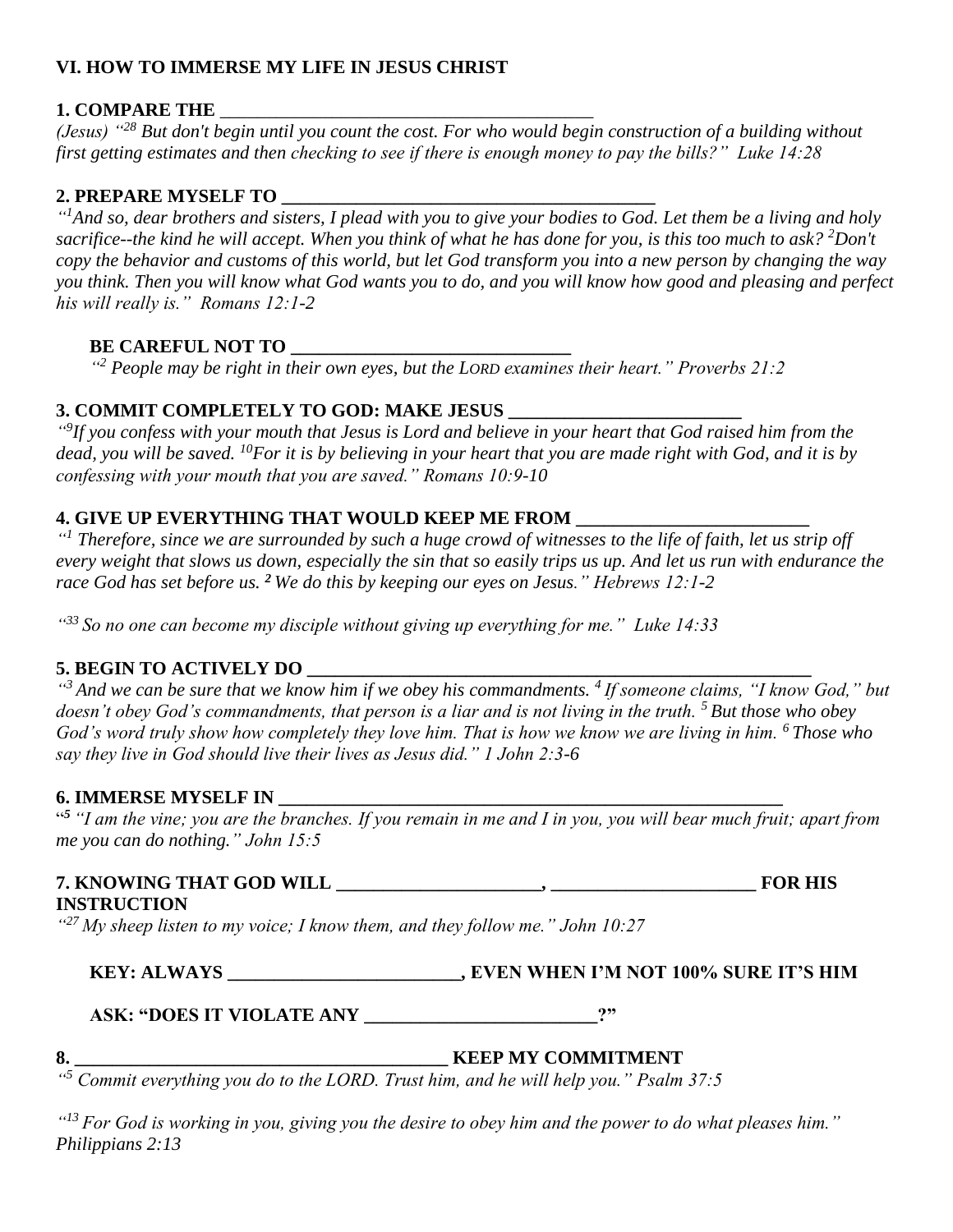# VI. HOW TO IMMERSE MY LIFE IN JESUS CHRIST

**1. COMPARE THE ________________________________________**

*(Jesus) "[28] But don't begin until you count the cost. For who would begin construction of a building without first getting estimates and then checking to see if there is enough money to pay the bills?" Luke 14:28*

**2. PREPARE MYSELF TO ________________________________________**

*"[1]And so, dear brothers and sisters, I plead with you to give your bodies to God. Let them be a living and holy sacrifice--the kind he will accept. When you think of what he has done for you, is this too much to ask? [2]Don't copy the behavior and customs of this world, but let God transform you into a new person by changing the way you think. Then you will know what God wants you to do, and you will know how good and pleasing and perfect his will really is." Romans 12:1-2*

**BE CAREFUL NOT TO ______________________________**

*"[2] People may be right in their own eyes, but the LORD examines their heart." Proverbs 21:2*

**3. COMMIT COMPLETELY TO GOD: MAKE JESUS ________________________**

*"[9]If you confess with your mouth that Jesus is Lord and believe in your heart that God raised him from the dead, you will be saved. [10]For it is by believing in your heart that you are made right with God, and it is by confessing with your mouth that you are saved." Romans 10:9-10*

**4. GIVE UP EVERYTHING THAT WOULD KEEP ME FROM ________________________**

*"[1] Therefore, since we are surrounded by such a huge crowd of witnesses to the life of faith, let us strip off every weight that slows us down, especially the sin that so easily trips us up. And let us run with endurance the race God has set before us. [2] We do this by keeping our eyes on Jesus." Hebrews 12:1-2*

*"[33] So no one can become my disciple without giving up everything for me." Luke 14:33*

**5. BEGIN TO ACTIVELY DO ______________________________________________________**

*"[3] And we can be sure that we know him if we obey his commandments. [4] If someone claims, "I know God," but doesn't obey God's commandments, that person is a liar and is not living in the truth. [5] But those who obey God's word truly show how completely they love him. That is how we know we are living in him. [6] Those who say they live in God should live their lives as Jesus did." 1 John 2:3-6*

**6. IMMERSE MYSELF IN ______________________________________________________**

"[5] *"I am the vine; you are the branches. If you remain in me and I in you, you will bear much fruit; apart from me you can do nothing." John 15:5*

**7. KNOWING THAT GOD WILL _____________________, _____________________ FOR HIS INSTRUCTION**

*"[27] My sheep listen to my voice; I know them, and they follow me." John 10:27*

**KEY: ALWAYS ________________________, EVEN WHEN I'M NOT 100% SURE IT'S HIM**

**ASK: "DOES IT VIOLATE ANY ________________________?"**

**8. ________________________________________ KEEP MY COMMITMENT**

*"[5] Commit everything you do to the LORD. Trust him, and he will help you." Psalm 37:5*

*"[13] For God is working in you, giving you the desire to obey him and the power to do what pleases him." Philippians 2:13*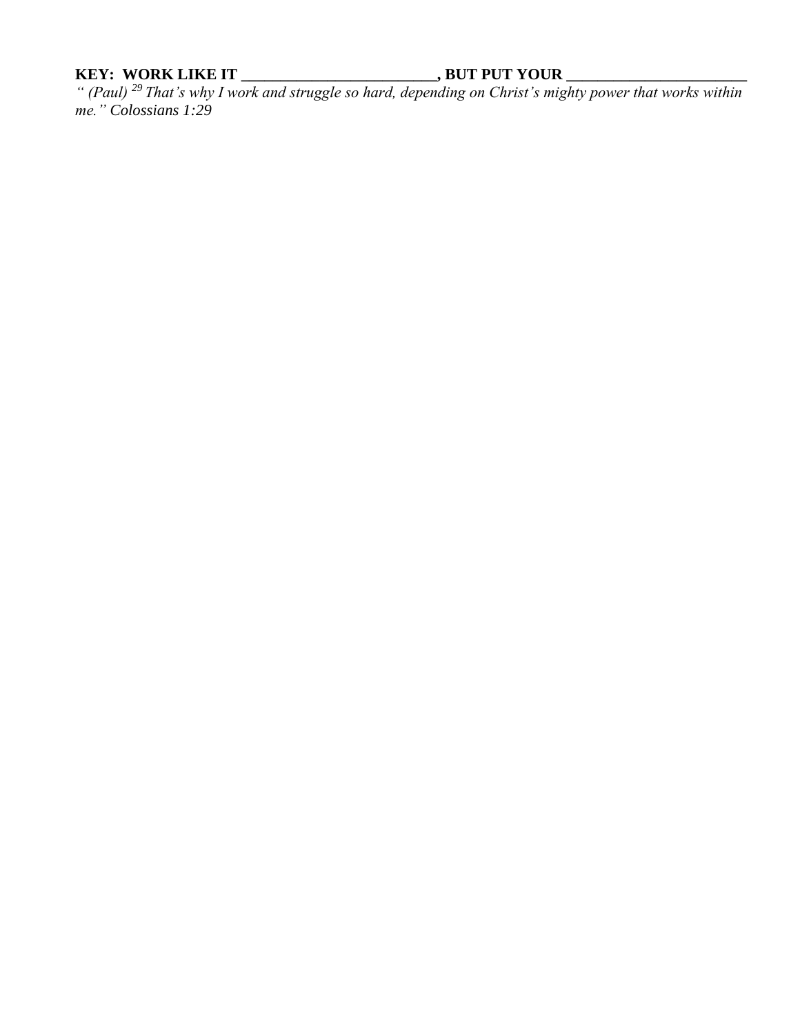**KEY: WORK LIKE IT \_\_\_\_\_\_\_\_\_\_\_\_\_\_\_\_\_\_\_\_\_\_\_\_\_\_, BUT PUT YOUR \_\_\_\_\_\_\_\_\_\_\_\_\_\_\_\_\_\_\_\_\_\_\_\_**

*" (Paul) 29 That's why I work and struggle so hard, depending on Christ's mighty power that works within me." Colossians 1:29*